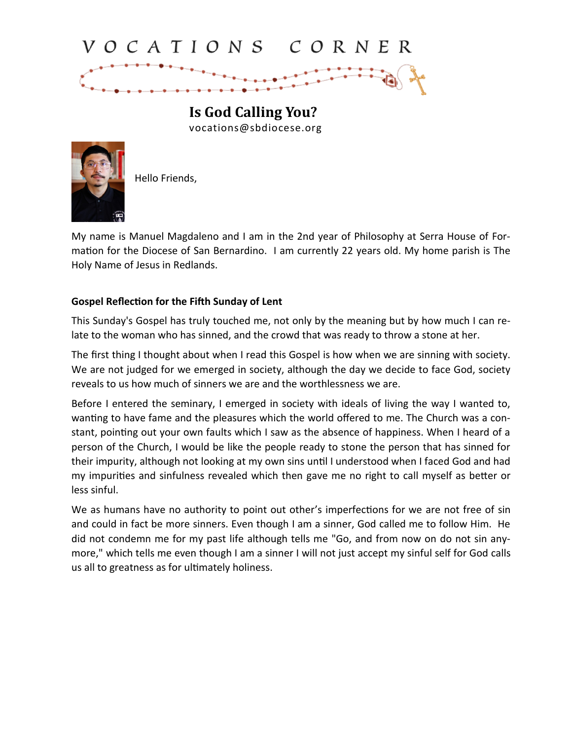# VOCATIONS CORNER

## Is God Calling You?

vocations@sbdiocese.org

Hello Friends,

My name is Manuel Magdaleno and I am in the 2nd year of Philosophy at Serra House of Formation for the Diocese of San Bernardino. I am currently 22 years old. My home parish is The Holy Name of Jesus in Redlands.

**Gospel Reflection for the Fifth Sunday of Lent**

This Sunday's Gospel has truly touched me, not only by the meaning but by how much I can relate to the woman who has sinned, and the crowd that was ready to throw a stone at her.

The first thing I thought about when I read this Gospel is how when we are sinning with society. We are not judged for we emerged in society, although the day we decide to face God, society reveals to us how much of sinners we are and the worthlessness we are.

Before I entered the seminary, I emerged in society with ideals of living the way I wanted to, wanting to have fame and the pleasures which the world offered to me. The Church was a constant, pointing out your own faults which I saw as the absence of happiness. When I heard of a person of the Church, I would be like the people ready to stone the person that has sinned for their impurity, although not looking at my own sins until I understood when I faced God and had my impurities and sinfulness revealed which then gave me no right to call myself as better or less sinful.

We as humans have no authority to point out other's imperfections for we are not free of sin and could in fact be more sinners. Even though I am a sinner, God called me to follow Him. He did not condemn me for my past life although tells me "Go, and from now on do not sin anymore," which tells me even though I am a sinner I will not just accept my sinful self for God calls us all to greatness as for ultimately holiness.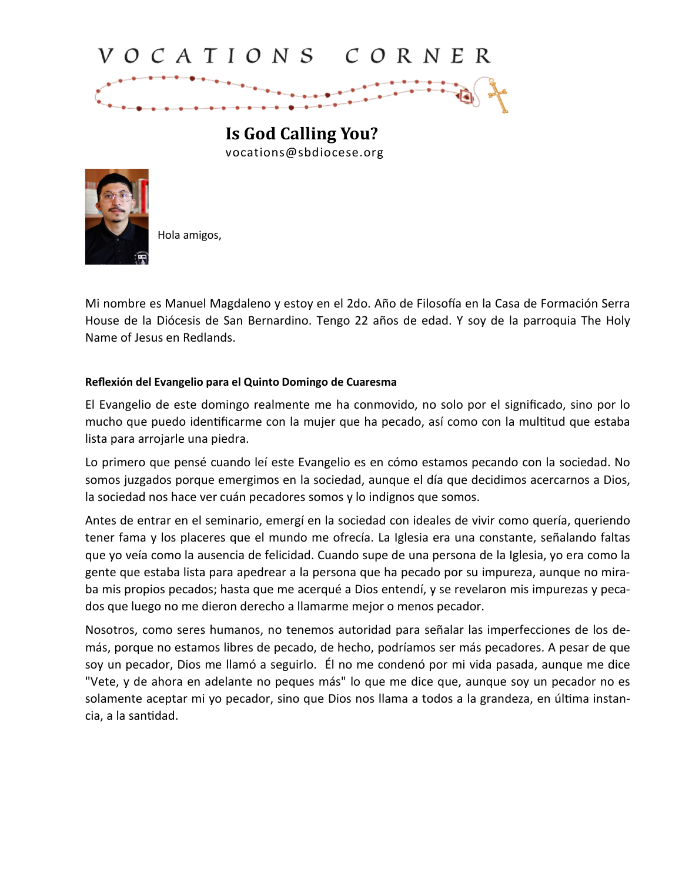# VOCATIONS CORNER

## Is God Calling You?

vocations@sbdiocese.org

Hola amigos,

Mi nombre es Manuel Magdaleno y estoy en el 2do. Año de Filosofía en la Casa de Formación Serra House de la Diócesis de San Bernardino. Tengo 22 años de edad. Y soy de la parroquia The Holy Name of Jesus en Redlands.

**Reflexión del Evangelio para el Quinto Domingo de Cuaresma**

El Evangelio de este domingo realmente me ha conmovido, no solo por el significado, sino por lo mucho que puedo identificarme con la mujer que ha pecado, así como con la multitud que estaba lista para arrojarle una piedra.

Lo primero que pensé cuando leí este Evangelio es en cómo estamos pecando con la sociedad. No somos juzgados porque emergimos en la sociedad, aunque el día que decidimos acercarnos a Dios, la sociedad nos hace ver cuán pecadores somos y lo indignos que somos.

Antes de entrar en el seminario, emergí en la sociedad con ideales de vivir como quería, queriendo tener fama y los placeres que el mundo me ofrecía. La Iglesia era una constante, señalando faltas que yo veía como la ausencia de felicidad. Cuando supe de una persona de la Iglesia, yo era como la gente que estaba lista para apedrear a la persona que ha pecado por su impureza, aunque no miraba mis propios pecados; hasta que me acerqué a Dios entendí, y se revelaron mis impurezas y pecados que luego no me dieron derecho a llamarme mejor o menos pecador.

Nosotros, como seres humanos, no tenemos autoridad para señalar las imperfecciones de los demás, porque no estamos libres de pecado, de hecho, podríamos ser más pecadores. A pesar de que soy un pecador, Dios me llamó a seguirlo. Él no me condenó por mi vida pasada, aunque me dice "Vete, y de ahora en adelante no peques más" lo que me dice que, aunque soy un pecador no es solamente aceptar mi yo pecador, sino que Dios nos llama a todos a la grandeza, en última instancia, a la santidad.